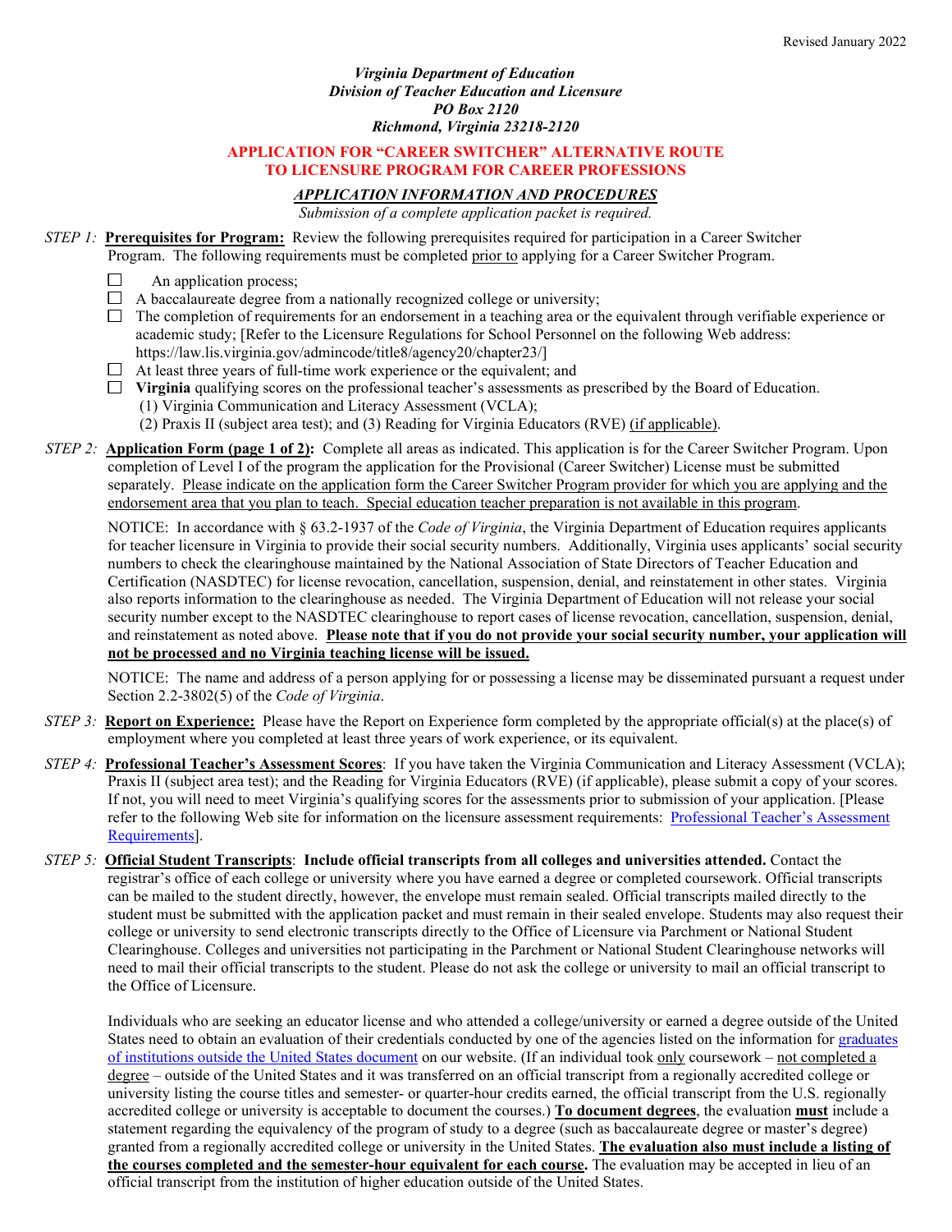Revised January 2022

*Virginia Department of Education*
*Division of Teacher Education and Licensure*
*PO Box 2120*
*Richmond, Virginia 23218-2120*

## APPLICATION FOR "CAREER SWITCHER" ALTERNATIVE ROUTE TO LICENSURE PROGRAM FOR CAREER PROFESSIONS

### *APPLICATION INFORMATION AND PROCEDURES*

*Submission of a complete application packet is required.*

*STEP 1:* **Prerequisites for Program:** Review the following prerequisites required for participation in a Career Switcher Program. The following requirements must be completed prior to applying for a Career Switcher Program.

- ☐ An application process;
- ☐ A baccalaureate degree from a nationally recognized college or university;
- ☐ The completion of requirements for an endorsement in a teaching area or the equivalent through verifiable experience or academic study; [Refer to the Licensure Regulations for School Personnel on the following Web address: https://law.lis.virginia.gov/admincode/title8/agency20/chapter23/]
- ☐ At least three years of full-time work experience or the equivalent; and
- ☐ **Virginia** qualifying scores on the professional teacher's assessments as prescribed by the Board of Education.
  (1) Virginia Communication and Literacy Assessment (VCLA);
  (2) Praxis II (subject area test); and (3) Reading for Virginia Educators (RVE) (if applicable).

*STEP 2:* **Application Form (page 1 of 2):** Complete all areas as indicated. This application is for the Career Switcher Program. Upon completion of Level I of the program the application for the Provisional (Career Switcher) License must be submitted separately. Please indicate on the application form the Career Switcher Program provider for which you are applying and the endorsement area that you plan to teach. Special education teacher preparation is not available in this program.

NOTICE: In accordance with § 63.2-1937 of the *Code of Virginia*, the Virginia Department of Education requires applicants for teacher licensure in Virginia to provide their social security numbers. Additionally, Virginia uses applicants' social security numbers to check the clearinghouse maintained by the National Association of State Directors of Teacher Education and Certification (NASDTEC) for license revocation, cancellation, suspension, denial, and reinstatement in other states. Virginia also reports information to the clearinghouse as needed. The Virginia Department of Education will not release your social security number except to the NASDTEC clearinghouse to report cases of license revocation, cancellation, suspension, denial, and reinstatement as noted above. **Please note that if you do not provide your social security number, your application will not be processed and no Virginia teaching license will be issued.**

NOTICE: The name and address of a person applying for or possessing a license may be disseminated pursuant a request under Section 2.2-3802(5) of the *Code of Virginia*.

*STEP 3:* **Report on Experience:** Please have the Report on Experience form completed by the appropriate official(s) at the place(s) of employment where you completed at least three years of work experience, or its equivalent.

*STEP 4:* **Professional Teacher's Assessment Scores**: If you have taken the Virginia Communication and Literacy Assessment (VCLA); Praxis II (subject area test); and the Reading for Virginia Educators (RVE) (if applicable), please submit a copy of your scores. If not, you will need to meet Virginia's qualifying scores for the assessments prior to submission of your application. [Please refer to the following Web site for information on the licensure assessment requirements: Professional Teacher's Assessment Requirements].

*STEP 5:* **Official Student Transcripts**: **Include official transcripts from all colleges and universities attended.** Contact the registrar's office of each college or university where you have earned a degree or completed coursework. Official transcripts can be mailed to the student directly, however, the envelope must remain sealed. Official transcripts mailed directly to the student must be submitted with the application packet and must remain in their sealed envelope. Students may also request their college or university to send electronic transcripts directly to the Office of Licensure via Parchment or National Student Clearinghouse. Colleges and universities not participating in the Parchment or National Student Clearinghouse networks will need to mail their official transcripts to the student. Please do not ask the college or university to mail an official transcript to the Office of Licensure.

Individuals who are seeking an educator license and who attended a college/university or earned a degree outside of the United States need to obtain an evaluation of their credentials conducted by one of the agencies listed on the information for graduates of institutions outside the United States document on our website. (If an individual took only coursework – not completed a degree – outside of the United States and it was transferred on an official transcript from a regionally accredited college or university listing the course titles and semester- or quarter-hour credits earned, the official transcript from the U.S. regionally accredited college or university is acceptable to document the courses.) **To document degrees**, the evaluation **must** include a statement regarding the equivalency of the program of study to a degree (such as baccalaureate degree or master's degree) granted from a regionally accredited college or university in the United States. **The evaluation also must include a listing of the courses completed and the semester-hour equivalent for each course.** The evaluation may be accepted in lieu of an official transcript from the institution of higher education outside of the United States.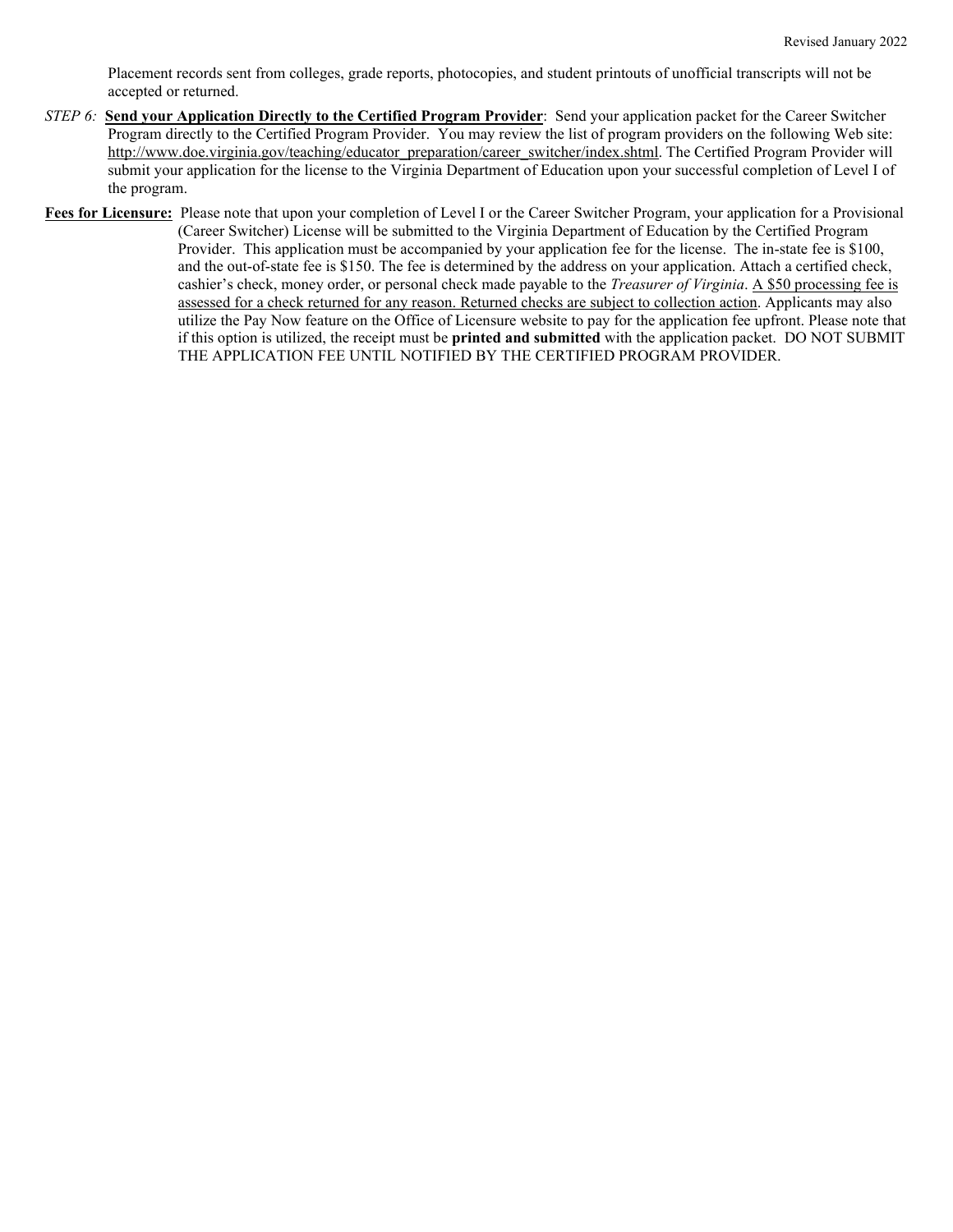Placement records sent from colleges, grade reports, photocopies, and student printouts of unofficial transcripts will not be accepted or returned.

*STEP 6:* **Send your Application Directly to the Certified Program Provider**: Send your application packet for the Career Switcher Program directly to the Certified Program Provider. You may review the list of program providers on the following Web site: http://www.doe.virginia.gov/teaching/educator_preparation/career_switcher/index.shtml. The Certified Program Provider will submit your application for the license to the Virginia Department of Education upon your successful completion of Level I of the program.

**Fees for Licensure:** Please note that upon your completion of Level I or the Career Switcher Program, your application for a Provisional (Career Switcher) License will be submitted to the Virginia Department of Education by the Certified Program Provider. This application must be accompanied by your application fee for the license. The in-state fee is $100, and the out-of-state fee is $150. The fee is determined by the address on your application. Attach a certified check, cashier's check, money order, or personal check made payable to the *Treasurer of Virginia*. A $50 processing fee is assessed for a check returned for any reason. Returned checks are subject to collection action. Applicants may also utilize the Pay Now feature on the Office of Licensure website to pay for the application fee upfront. Please note that if this option is utilized, the receipt must be **printed and submitted** with the application packet. DO NOT SUBMIT THE APPLICATION FEE UNTIL NOTIFIED BY THE CERTIFIED PROGRAM PROVIDER.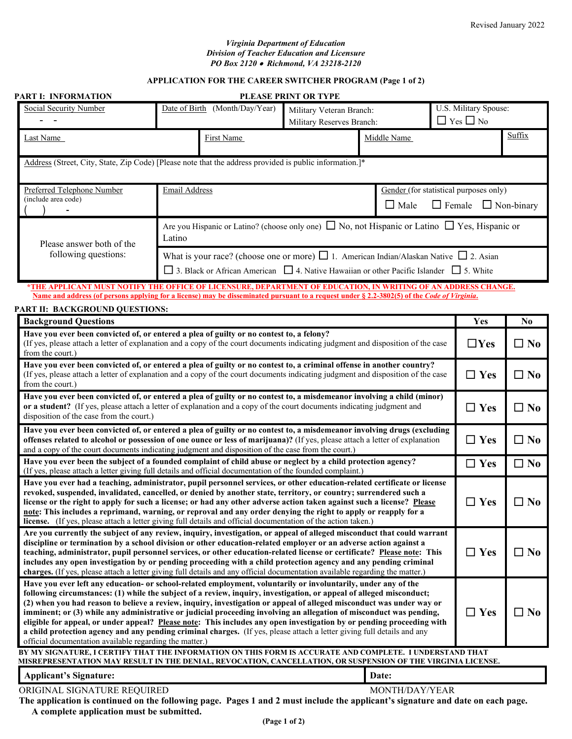Revised January 2022

*Virginia Department of Education*
*Division of Teacher Education and Licensure*
*PO Box 2120 • Richmond, VA 23218-2120*

**APPLICATION FOR THE CAREER SWITCHER PROGRAM (Page 1 of 2)**

**PART I: INFORMATION** **PLEASE PRINT OR TYPE**

| Social Security Number | Date of Birth (Month/Day/Year) | Military Veteran Branch: Military Reserves Branch: | U.S. Military Spouse: ☐ Yes ☐ No |
|---|---|---|---|
| - - | | | |

| Last Name | First Name | Middle Name | Suffix |
|---|---|---|---|
| | | | |

Address (Street, City, State, Zip Code) [Please note that the address provided is public information.]*

| Preferred Telephone Number (include area code) | Email Address | Gender (for statistical purposes only) |
|---|---|---|
| ( ) - | | ☐ Male ☐ Female ☐ Non-binary |

| Please answer both of the following questions: | |
|---|---|
| | Are you Hispanic or Latino? (choose only one) ☐ No, not Hispanic or Latino ☐ Yes, Hispanic or Latino |
| | What is your race? (choose one or more) ☐ 1. American Indian/Alaskan Native ☐ 2. Asian ☐ 3. Black or African American ☐ 4. Native Hawaiian or other Pacific Islander ☐ 5. White |

***THE APPLICANT MUST NOTIFY THE OFFICE OF LICENSURE, DEPARTMENT OF EDUCATION, IN WRITING OF AN ADDRESS CHANGE.**
**Name and address (of persons applying for a license) may be disseminated pursuant to a request under § 2.2-3802(5) of the *Code of Virginia*.**

**PART II: BACKGROUND QUESTIONS:**

| **Background Questions** | **Yes** | **No** |
|---|---|---|
| **Have you ever been convicted of, or entered a plea of guilty or no contest to, a felony?** (If yes, please attach a letter of explanation and a copy of the court documents indicating judgment and disposition of the case from the court.) | ☐Yes | ☐ No |
| **Have you ever been convicted of, or entered a plea of guilty or no contest to, a criminal offense in another country?** (If yes, please attach a letter of explanation and a copy of the court documents indicating judgment and disposition of the case from the court.) | ☐ Yes | ☐ No |
| **Have you ever been convicted of, or entered a plea of guilty or no contest to, a misdemeanor involving a child (minor) or a student?** (If yes, please attach a letter of explanation and a copy of the court documents indicating judgment and disposition of the case from the court.) | ☐ Yes | ☐ No |
| **Have you ever been convicted of, or entered a plea of guilty or no contest to, a misdemeanor involving drugs (excluding offenses related to alcohol or possession of one ounce or less of marijuana)?** (If yes, please attach a letter of explanation and a copy of the court documents indicating judgment and disposition of the case from the court.) | ☐ Yes | ☐ No |
| **Have you ever been the subject of a founded complaint of child abuse or neglect by a child protection agency?** (If yes, please attach a letter giving full details and official documentation of the founded complaint.) | ☐ Yes | ☐ No |
| **Have you ever had a teaching, administrator, pupil personnel services, or other education-related certificate or license revoked, suspended, invalidated, cancelled, or denied by another state, territory, or country; surrendered such a license or the right to apply for such a license; or had any other adverse action taken against such a license? Please note: This includes a reprimand, warning, or reproval and any order denying the right to apply or reapply for a license.** (If yes, please attach a letter giving full details and official documentation of the action taken.) | ☐ Yes | ☐ No |
| **Are you currently the subject of any review, inquiry, investigation, or appeal of alleged misconduct that could warrant discipline or termination by a school division or other education-related employer or an adverse action against a teaching, administrator, pupil personnel services, or other education-related license or certificate? Please note: This includes any open investigation by or pending proceeding with a child protection agency and any pending criminal charges.** (If yes, please attach a letter giving full details and any official documentation available regarding the matter.) | ☐ Yes | ☐ No |
| **Have you ever left any education- or school-related employment, voluntarily or involuntarily, under any of the following circumstances: (1) while the subject of a review, inquiry, investigation, or appeal of alleged misconduct; (2) when you had reason to believe a review, inquiry, investigation or appeal of alleged misconduct was under way or imminent; or (3) while any administrative or judicial proceeding involving an allegation of misconduct was pending, eligible for appeal, or under appeal? Please note: This includes any open investigation by or pending proceeding with a child protection agency and any pending criminal charges.** (If yes, please attach a letter giving full details and any official documentation available regarding the matter.) | ☐ Yes | ☐ No |

**BY MY SIGNATURE, I CERTIFY THAT THE INFORMATION ON THIS FORM IS ACCURATE AND COMPLETE. I UNDERSTAND THAT MISREPRESENTATION MAY RESULT IN THE DENIAL, REVOCATION, CANCELLATION, OR SUSPENSION OF THE VIRGINIA LICENSE.**

| **Applicant's Signature:** | **Date:** |
|---|---|
| ORIGINAL SIGNATURE REQUIRED | MONTH/DAY/YEAR |

**The application is continued on the following page. Pages 1 and 2 must include the applicant's signature and date on each page. A complete application must be submitted.**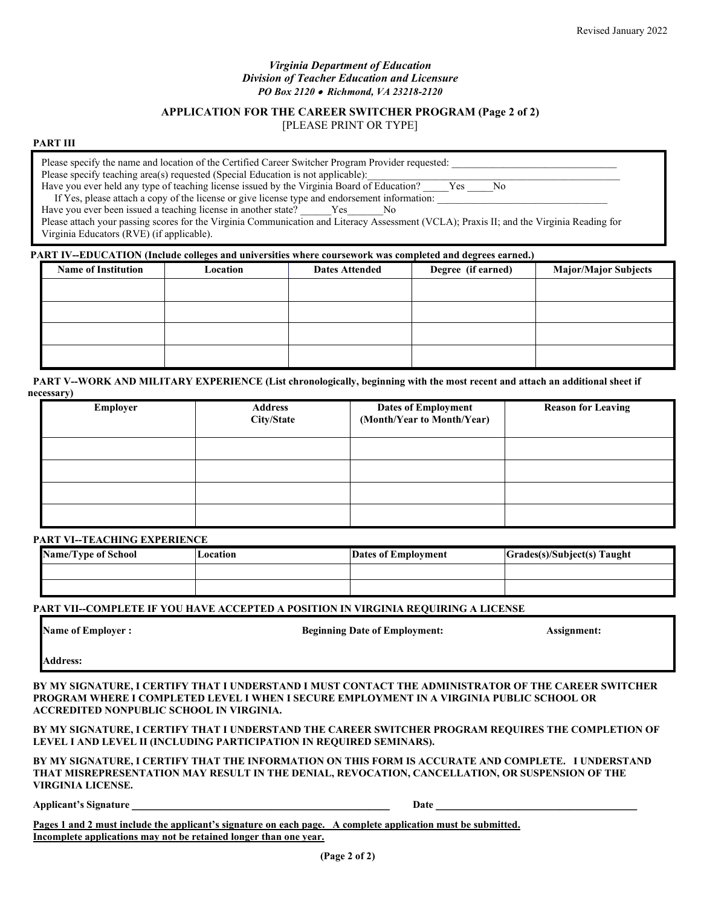Revised January 2022

***Virginia Department of Education***
***Division of Teacher Education and Licensure***
***PO Box 2120 • Richmond, VA 23218-2120***

**APPLICATION FOR THE CAREER SWITCHER PROGRAM (Page 2 of 2)**
[PLEASE PRINT OR TYPE]

**PART III**

Please specify the name and location of the Certified Career Switcher Program Provider requested: ________________________________
Please specify teaching area(s) requested (Special Education is not applicable):_______________________________________________
Have you ever held any type of teaching license issued by the Virginia Board of Education? _____Yes _____No
If Yes, please attach a copy of the license or give license type and endorsement information: _________________________________
Have you ever been issued a teaching license in another state? ______Yes_______No
Please attach your passing scores for the Virginia Communication and Literacy Assessment (VCLA); Praxis II; and the Virginia Reading for Virginia Educators (RVE) (if applicable).

**PART IV--EDUCATION (Include colleges and universities where coursework was completed and degrees earned.)**

| Name of Institution | Location | Dates Attended | Degree (if earned) | Major/Major Subjects |
|---|---|---|---|---|
| | | | | |
| | | | | |
| | | | | |
| | | | | |

**PART V--WORK AND MILITARY EXPERIENCE (List chronologically, beginning with the most recent and attach an additional sheet if necessary)**

| Employer | Address City/State | Dates of Employment (Month/Year to Month/Year) | Reason for Leaving |
|---|---|---|---|
| | | | |
| | | | |
| | | | |
| | | | |

**PART VI--TEACHING EXPERIENCE**

| Name/Type of School | Location | Dates of Employment | Grades(s)/Subject(s) Taught |
|---|---|---|---|
| | | | |
| | | | |

**PART VII--COMPLETE IF YOU HAVE ACCEPTED A POSITION IN VIRGINIA REQUIRING A LICENSE**

**Name of Employer :** **Beginning Date of Employment:** **Assignment:**

**Address:**

**BY MY SIGNATURE, I CERTIFY THAT I UNDERSTAND I MUST CONTACT THE ADMINISTRATOR OF THE CAREER SWITCHER PROGRAM WHERE I COMPLETED LEVEL I WHEN I SECURE EMPLOYMENT IN A VIRGINIA PUBLIC SCHOOL OR ACCREDITED NONPUBLIC SCHOOL IN VIRGINIA.**

**BY MY SIGNATURE, I CERTIFY THAT I UNDERSTAND THE CAREER SWITCHER PROGRAM REQUIRES THE COMPLETION OF LEVEL I AND LEVEL II (INCLUDING PARTICIPATION IN REQUIRED SEMINARS).**

**BY MY SIGNATURE, I CERTIFY THAT THE INFORMATION ON THIS FORM IS ACCURATE AND COMPLETE. I UNDERSTAND THAT MISREPRESENTATION MAY RESULT IN THE DENIAL, REVOCATION, CANCELLATION, OR SUSPENSION OF THE VIRGINIA LICENSE.**

**Applicant's Signature ___________________________________________________ Date _________________________________________**

**<u>Pages 1 and 2 must include the applicant's signature on each page. A complete application must be submitted.</u>**
**<u>Incomplete applications may not be retained longer than one year.</u>**